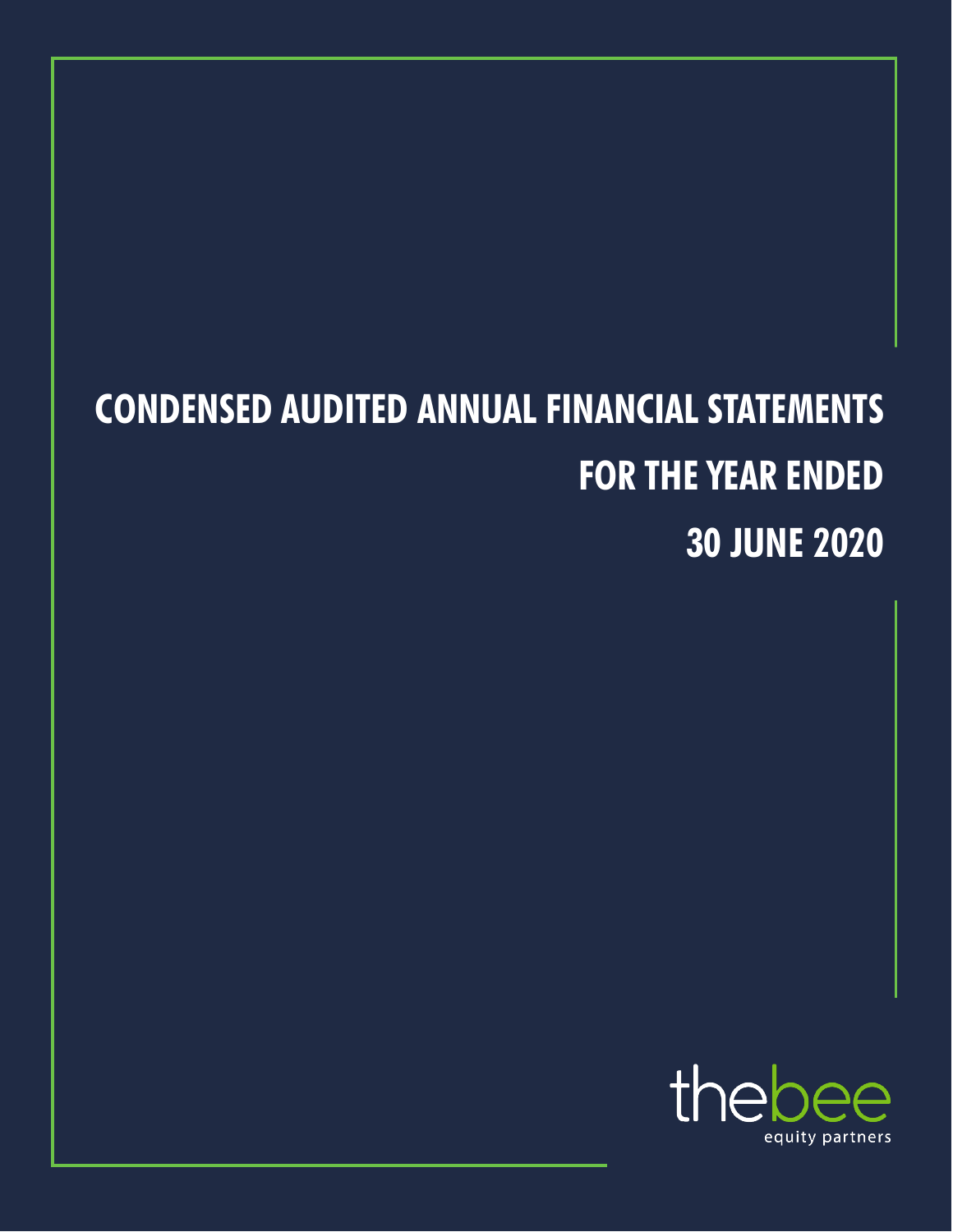# CONDENSED AUDITED ANNUAL FINANCIAL STATEMENTS

# FOR THE YEAR ENDED

# 30 JUNE 2020

thebee

equity partners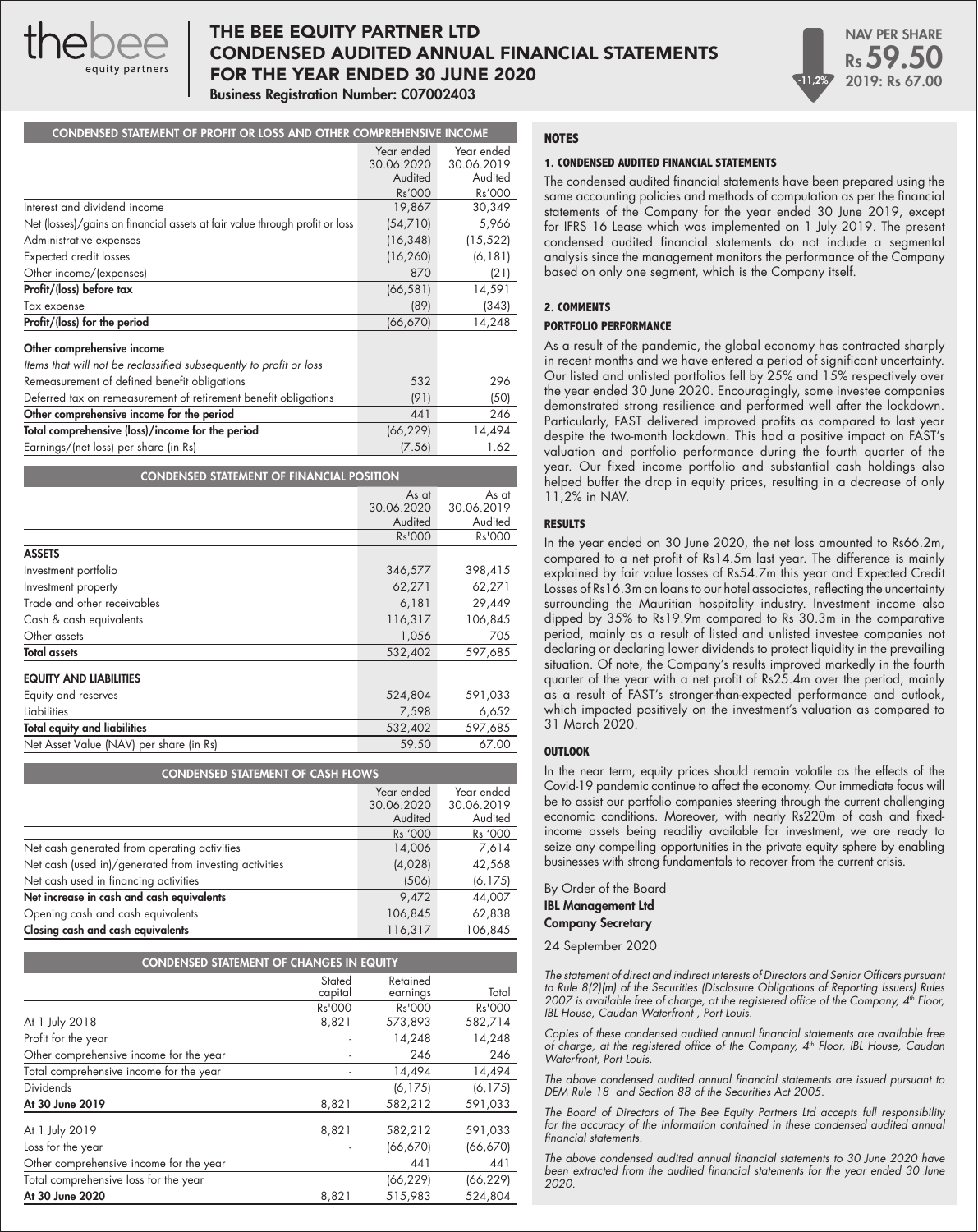# THE BEE EQUITY PARTNER LTD
# CONDENSED AUDITED ANNUAL FINANCIAL STATEMENTS FOR THE YEAR ENDED 30 JUNE 2020

**Business Registration Number: C07002403**

NAV PER SHARE
Rs 59.50
2019: Rs 67.00
-11,2%

## CONDENSED STATEMENT OF PROFIT OR LOSS AND OTHER COMPREHENSIVE INCOME

| | Year ended 30.06.2020 Audited | Year ended 30.06.2019 Audited |
|---|---|---|
| | Rs'000 | Rs'000 |
| Interest and dividend income | 19,867 | 30,349 |
| Net (losses)/gains on financial assets at fair value through profit or loss | (54,710) | 5,966 |
| Administrative expenses | (16,348) | (15,522) |
| Expected credit losses | (16,260) | (6,181) |
| Other income/(expenses) | 870 | (21) |
| **Profit/(loss) before tax** | (66,581) | 14,591 |
| Tax expense | (89) | (343) |
| **Profit/(loss) for the period** | (66,670) | 14,248 |
| **Other comprehensive income** | | |
| *Items that will not be reclassified subsequently to profit or loss* | | |
| Remeasurement of defined benefit obligations | 532 | 296 |
| Deferred tax on remeasurement of retirement benefit obligations | (91) | (50) |
| **Other comprehensive income for the period** | 441 | 246 |
| **Total comprehensive (loss)/income for the period** | (66,229) | 14,494 |
| Earnings/(net loss) per share (in Rs) | (7.56) | 1.62 |

## CONDENSED STATEMENT OF FINANCIAL POSITION

| | As at 30.06.2020 Audited | As at 30.06.2019 Audited |
|---|---|---|
| | Rs'000 | Rs'000 |
| **ASSETS** | | |
| Investment portfolio | 346,577 | 398,415 |
| Investment property | 62,271 | 62,271 |
| Trade and other receivables | 6,181 | 29,449 |
| Cash & cash equivalents | 116,317 | 106,845 |
| Other assets | 1,056 | 705 |
| **Total assets** | 532,402 | 597,685 |
| **EQUITY AND LIABILITIES** | | |
| Equity and reserves | 524,804 | 591,033 |
| Liabilities | 7,598 | 6,652 |
| **Total equity and liabilities** | 532,402 | 597,685 |
| Net Asset Value (NAV) per share (in Rs) | 59.50 | 67.00 |

## CONDENSED STATEMENT OF CASH FLOWS

| | Year ended 30.06.2020 Audited | Year ended 30.06.2019 Audited |
|---|---|---|
| | Rs '000 | Rs '000 |
| Net cash generated from operating activities | 14,006 | 7,614 |
| Net cash (used in)/generated from investing activities | (4,028) | 42,568 |
| Net cash used in financing activities | (506) | (6,175) |
| **Net increase in cash and cash equivalents** | 9,472 | 44,007 |
| Opening cash and cash equivalents | 106,845 | 62,838 |
| **Closing cash and cash equivalents** | 116,317 | 106,845 |

## CONDENSED STATEMENT OF CHANGES IN EQUITY

| | Stated capital | Retained earnings | Total |
|---|---|---|---|
| | Rs'000 | Rs'000 | Rs'000 |
| At 1 July 2018 | 8,821 | 573,893 | 582,714 |
| Profit for the year | - | 14,248 | 14,248 |
| Other comprehensive income for the year | - | 246 | 246 |
| Total comprehensive income for the year | - | 14,494 | 14,494 |
| Dividends | | (6,175) | (6,175) |
| **At 30 June 2019** | 8,821 | 582,212 | 591,033 |
| At 1 July 2019 | 8,821 | 582,212 | 591,033 |
| Loss for the year | - | (66,670) | (66,670) |
| Other comprehensive income for the year | | 441 | 441 |
| Total comprehensive loss for the year | | (66,229) | (66,229) |
| **At 30 June 2020** | 8,821 | 515,983 | 524,804 |

## NOTES

### 1. CONDENSED AUDITED FINANCIAL STATEMENTS

The condensed audited financial statements have been prepared using the same accounting policies and methods of computation as per the financial statements of the Company for the year ended 30 June 2019, except for IFRS 16 Lease which was implemented on 1 July 2019. The present condensed audited financial statements do not include a segmental analysis since the management monitors the performance of the Company based on only one segment, which is the Company itself.

### 2. COMMENTS

#### PORTFOLIO PERFORMANCE

As a result of the pandemic, the global economy has contracted sharply in recent months and we have entered a period of significant uncertainty. Our listed and unlisted portfolios fell by 25% and 15% respectively over the year ended 30 June 2020. Encouragingly, some investee companies demonstrated strong resilience and performed well after the lockdown. Particularly, FAST delivered improved profits as compared to last year despite the two-month lockdown. This had a positive impact on FAST's valuation and portfolio performance during the fourth quarter of the year. Our fixed income portfolio and substantial cash holdings also helped buffer the drop in equity prices, resulting in a decrease of only 11,2% in NAV.

#### RESULTS

In the year ended on 30 June 2020, the net loss amounted to Rs66.2m, compared to a net profit of Rs14.5m last year. The difference is mainly explained by fair value losses of Rs54.7m this year and Expected Credit Losses of Rs16.3m on loans to our hotel associates, reflecting the uncertainty surrounding the Mauritian hospitality industry. Investment income also dipped by 35% to Rs19.9m compared to Rs 30.3m in the comparative period, mainly as a result of listed and unlisted investee companies not declaring or declaring lower dividends to protect liquidity in the prevailing situation. Of note, the Company's results improved markedly in the fourth quarter of the year with a net profit of Rs25.4m over the period, mainly as a result of FAST's stronger-than-expected performance and outlook, which impacted positively on the investment's valuation as compared to 31 March 2020.

#### OUTLOOK

In the near term, equity prices should remain volatile as the effects of the Covid-19 pandemic continue to affect the economy. Our immediate focus will be to assist our portfolio companies steering through the current challenging economic conditions. Moreover, with nearly Rs220m of cash and fixed-income assets being readiliy available for investment, we are ready to seize any compelling opportunities in the private equity sphere by enabling businesses with strong fundamentals to recover from the current crisis.

By Order of the Board
**IBL Management Ltd**
**Company Secretary**

24 September 2020

*The statement of direct and indirect interests of Directors and Senior Officers pursuant to Rule 8(2)(m) of the Securities (Disclosure Obligations of Reporting Issuers) Rules 2007 is available free of charge, at the registered office of the Company, 4th Floor, IBL House, Caudan Waterfront , Port Louis.*

*Copies of these condensed audited annual financial statements are available free of charge, at the registered office of the Company, 4th Floor, IBL House, Caudan Waterfront, Port Louis.*

*The above condensed audited annual financial statements are issued pursuant to DEM Rule 18 and Section 88 of the Securities Act 2005.*

*The Board of Directors of The Bee Equity Partners Ltd accepts full responsibility for the accuracy of the information contained in these condensed audited annual financial statements.*

*The above condensed audited annual financial statements to 30 June 2020 have been extracted from the audited financial statements for the year ended 30 June 2020.*